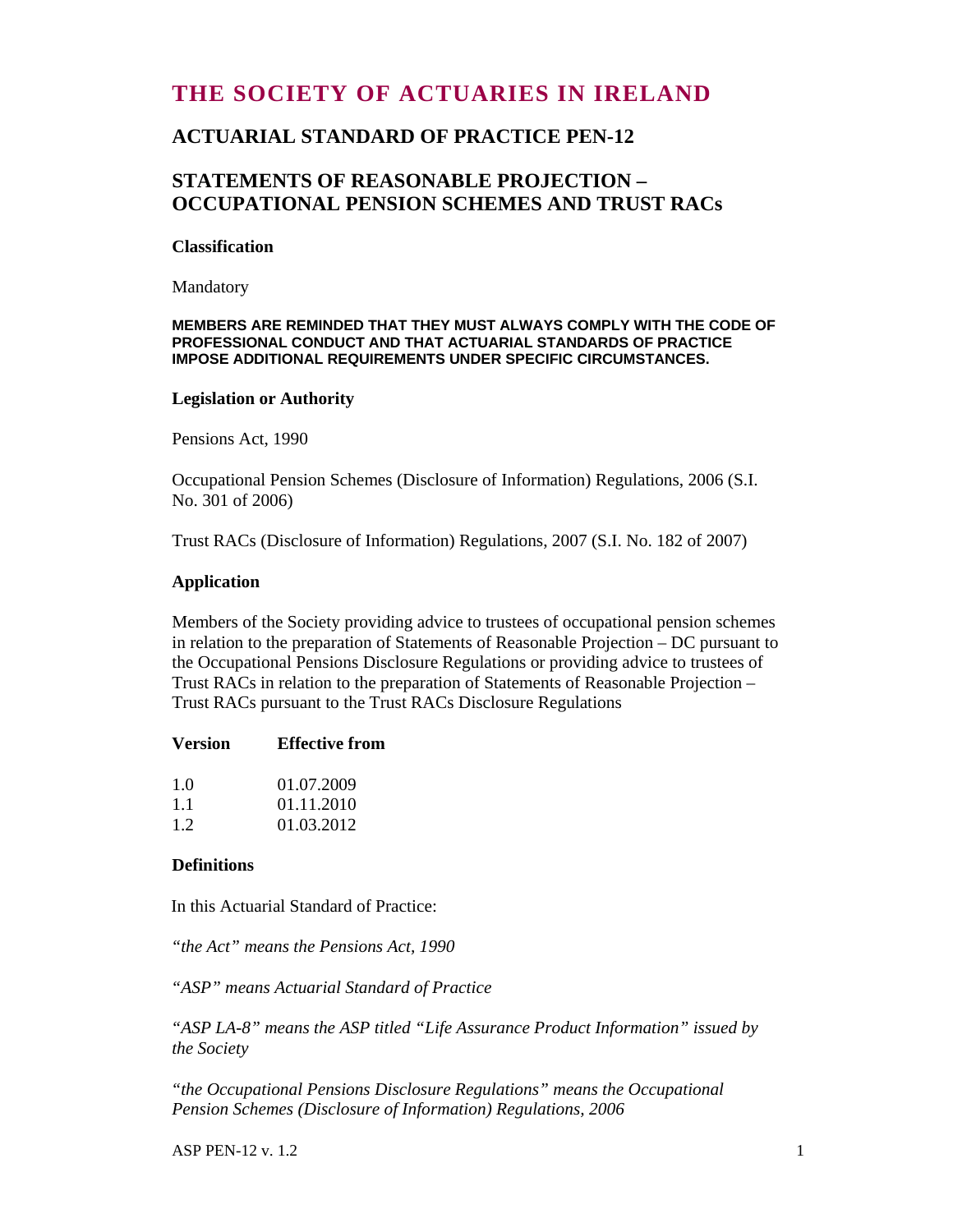# THE SOCIETY OF ACTUARIES IN IRELAND

## ACTUARIAL STANDARD OF PRACTICE PEN-12

## STATEMENTS OF REASONABLE PROJECTION – OCCUPATIONAL PENSION SCHEMES AND TRUST RACs

**Classification**

Mandatory

**MEMBERS ARE REMINDED THAT THEY MUST ALWAYS COMPLY WITH THE CODE OF PROFESSIONAL CONDUCT AND THAT ACTUARIAL STANDARDS OF PRACTICE IMPOSE ADDITIONAL REQUIREMENTS UNDER SPECIFIC CIRCUMSTANCES.**

**Legislation or Authority**

Pensions Act, 1990

Occupational Pension Schemes (Disclosure of Information) Regulations, 2006 (S.I. No. 301 of 2006)

Trust RACs (Disclosure of Information) Regulations, 2007 (S.I. No. 182 of 2007)

**Application**

Members of the Society providing advice to trustees of occupational pension schemes in relation to the preparation of Statements of Reasonable Projection – DC pursuant to the Occupational Pensions Disclosure Regulations or providing advice to trustees of Trust RACs in relation to the preparation of Statements of Reasonable Projection – Trust RACs pursuant to the Trust RACs Disclosure Regulations

| Version | Effective from |
|---|---|
| 1.0 | 01.07.2009 |
| 1.1 | 01.11.2010 |
| 1.2 | 01.03.2012 |

**Definitions**

In this Actuarial Standard of Practice:

*"the Act" means the Pensions Act, 1990*

*"ASP" means Actuarial Standard of Practice*

*"ASP LA-8" means the ASP titled "Life Assurance Product Information" issued by the Society*

*"the Occupational Pensions Disclosure Regulations" means the Occupational Pension Schemes (Disclosure of Information) Regulations, 2006*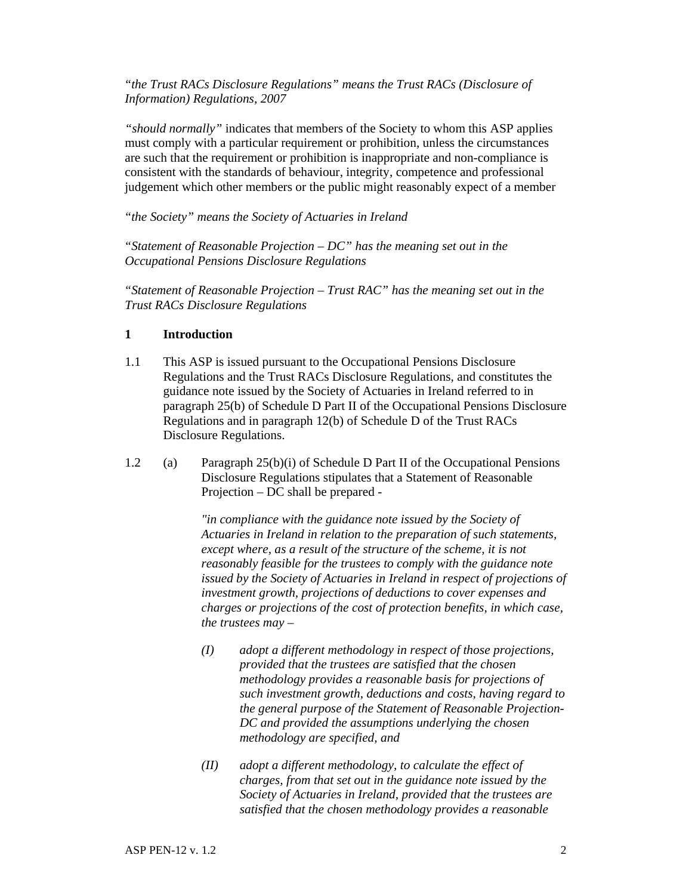*"the Trust RACs Disclosure Regulations" means the Trust RACs (Disclosure of Information) Regulations, 2007*

*"should normally"* indicates that members of the Society to whom this ASP applies must comply with a particular requirement or prohibition, unless the circumstances are such that the requirement or prohibition is inappropriate and non-compliance is consistent with the standards of behaviour, integrity, competence and professional judgement which other members or the public might reasonably expect of a member

*"the Society" means the Society of Actuaries in Ireland*

*"Statement of Reasonable Projection – DC" has the meaning set out in the Occupational Pensions Disclosure Regulations*

*"Statement of Reasonable Projection – Trust RAC" has the meaning set out in the Trust RACs Disclosure Regulations*

## 1 Introduction

1.1 This ASP is issued pursuant to the Occupational Pensions Disclosure Regulations and the Trust RACs Disclosure Regulations, and constitutes the guidance note issued by the Society of Actuaries in Ireland referred to in paragraph 25(b) of Schedule D Part II of the Occupational Pensions Disclosure Regulations and in paragraph 12(b) of Schedule D of the Trust RACs Disclosure Regulations.

1.2 (a) Paragraph 25(b)(i) of Schedule D Part II of the Occupational Pensions Disclosure Regulations stipulates that a Statement of Reasonable Projection – DC shall be prepared -

*"in compliance with the guidance note issued by the Society of Actuaries in Ireland in relation to the preparation of such statements, except where, as a result of the structure of the scheme, it is not reasonably feasible for the trustees to comply with the guidance note issued by the Society of Actuaries in Ireland in respect of projections of investment growth, projections of deductions to cover expenses and charges or projections of the cost of protection benefits, in which case, the trustees may –*

*(I) adopt a different methodology in respect of those projections, provided that the trustees are satisfied that the chosen methodology provides a reasonable basis for projections of such investment growth, deductions and costs, having regard to the general purpose of the Statement of Reasonable Projection-DC and provided the assumptions underlying the chosen methodology are specified, and*

*(II) adopt a different methodology, to calculate the effect of charges, from that set out in the guidance note issued by the Society of Actuaries in Ireland, provided that the trustees are satisfied that the chosen methodology provides a reasonable*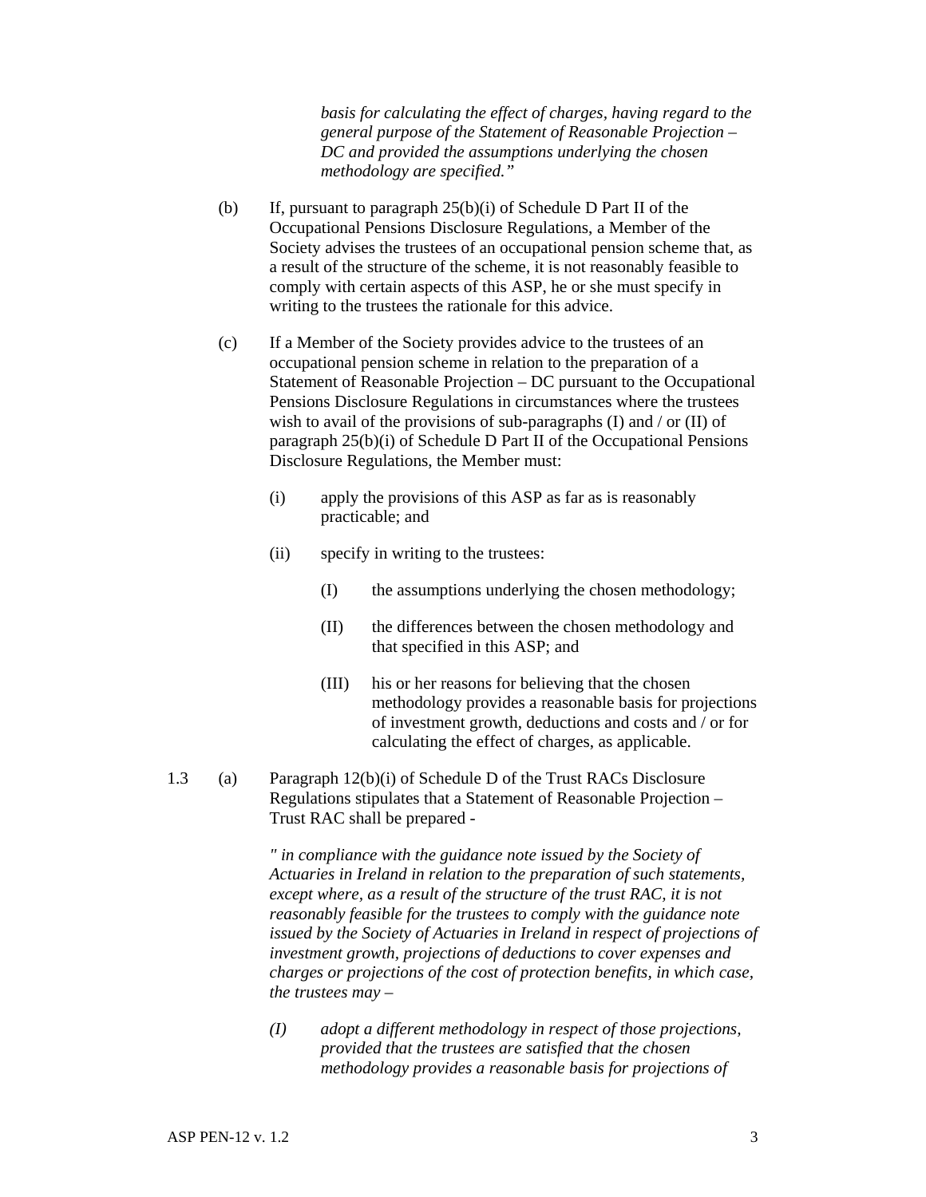*basis for calculating the effect of charges, having regard to the general purpose of the Statement of Reasonable Projection – DC and provided the assumptions underlying the chosen methodology are specified."*

(b) If, pursuant to paragraph 25(b)(i) of Schedule D Part II of the Occupational Pensions Disclosure Regulations, a Member of the Society advises the trustees of an occupational pension scheme that, as a result of the structure of the scheme, it is not reasonably feasible to comply with certain aspects of this ASP, he or she must specify in writing to the trustees the rationale for this advice.

(c) If a Member of the Society provides advice to the trustees of an occupational pension scheme in relation to the preparation of a Statement of Reasonable Projection – DC pursuant to the Occupational Pensions Disclosure Regulations in circumstances where the trustees wish to avail of the provisions of sub-paragraphs (I) and / or (II) of paragraph 25(b)(i) of Schedule D Part II of the Occupational Pensions Disclosure Regulations, the Member must:

(i) apply the provisions of this ASP as far as is reasonably practicable; and

(ii) specify in writing to the trustees:

(I) the assumptions underlying the chosen methodology;

(II) the differences between the chosen methodology and that specified in this ASP; and

(III) his or her reasons for believing that the chosen methodology provides a reasonable basis for projections of investment growth, deductions and costs and / or for calculating the effect of charges, as applicable.

1.3 (a) Paragraph 12(b)(i) of Schedule D of the Trust RACs Disclosure Regulations stipulates that a Statement of Reasonable Projection – Trust RAC shall be prepared -

*" in compliance with the guidance note issued by the Society of Actuaries in Ireland in relation to the preparation of such statements, except where, as a result of the structure of the trust RAC, it is not reasonably feasible for the trustees to comply with the guidance note issued by the Society of Actuaries in Ireland in respect of projections of investment growth, projections of deductions to cover expenses and charges or projections of the cost of protection benefits, in which case, the trustees may –*

*(I) adopt a different methodology in respect of those projections, provided that the trustees are satisfied that the chosen methodology provides a reasonable basis for projections of*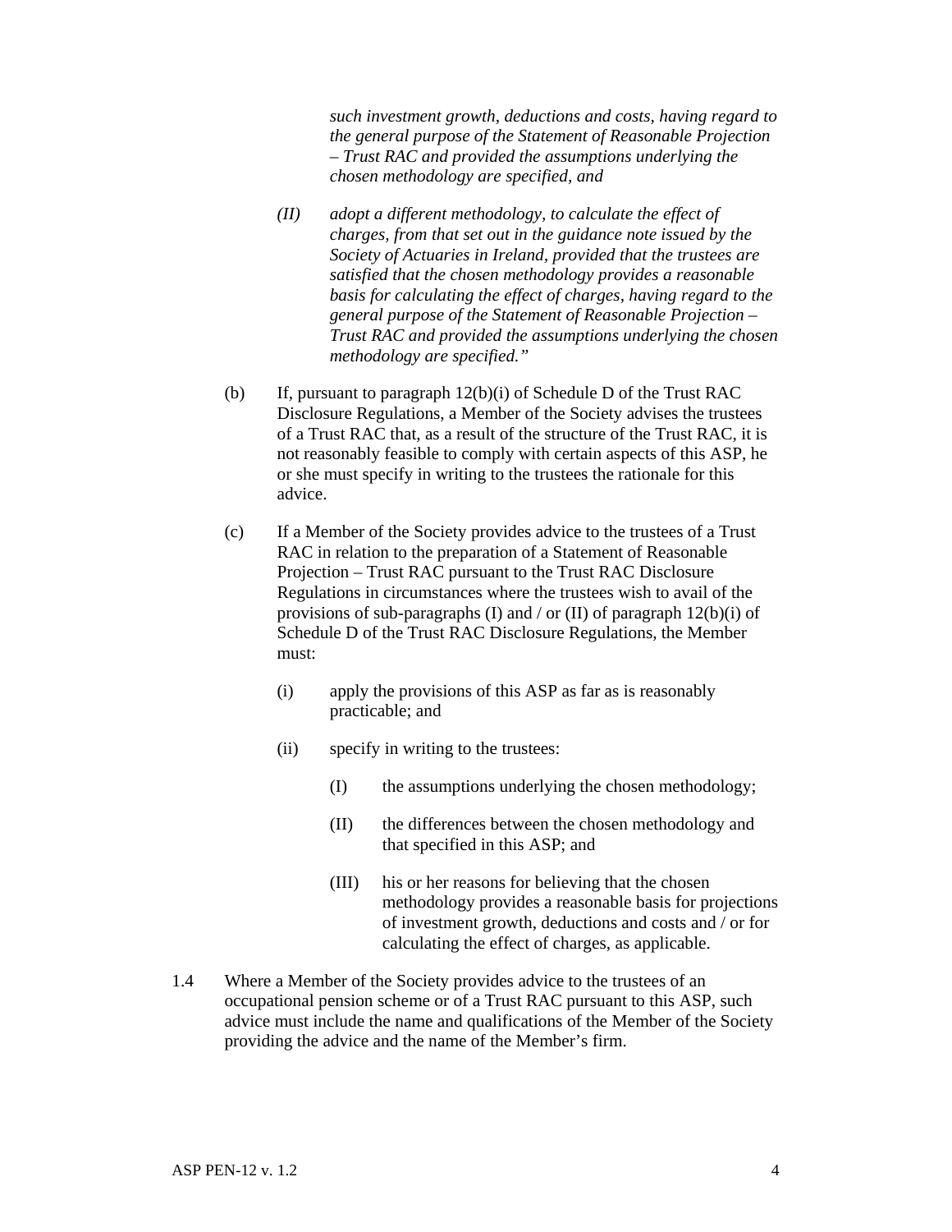*such investment growth, deductions and costs, having regard to the general purpose of the Statement of Reasonable Projection – Trust RAC and provided the assumptions underlying the chosen methodology are specified, and*

*(II) adopt a different methodology, to calculate the effect of charges, from that set out in the guidance note issued by the Society of Actuaries in Ireland, provided that the trustees are satisfied that the chosen methodology provides a reasonable basis for calculating the effect of charges, having regard to the general purpose of the Statement of Reasonable Projection – Trust RAC and provided the assumptions underlying the chosen methodology are specified."*

(b) If, pursuant to paragraph 12(b)(i) of Schedule D of the Trust RAC Disclosure Regulations, a Member of the Society advises the trustees of a Trust RAC that, as a result of the structure of the Trust RAC, it is not reasonably feasible to comply with certain aspects of this ASP, he or she must specify in writing to the trustees the rationale for this advice.

(c) If a Member of the Society provides advice to the trustees of a Trust RAC in relation to the preparation of a Statement of Reasonable Projection – Trust RAC pursuant to the Trust RAC Disclosure Regulations in circumstances where the trustees wish to avail of the provisions of sub-paragraphs (I) and / or (II) of paragraph 12(b)(i) of Schedule D of the Trust RAC Disclosure Regulations, the Member must:

(i) apply the provisions of this ASP as far as is reasonably practicable; and

(ii) specify in writing to the trustees:

(I) the assumptions underlying the chosen methodology;

(II) the differences between the chosen methodology and that specified in this ASP; and

(III) his or her reasons for believing that the chosen methodology provides a reasonable basis for projections of investment growth, deductions and costs and / or for calculating the effect of charges, as applicable.

1.4 Where a Member of the Society provides advice to the trustees of an occupational pension scheme or of a Trust RAC pursuant to this ASP, such advice must include the name and qualifications of the Member of the Society providing the advice and the name of the Member's firm.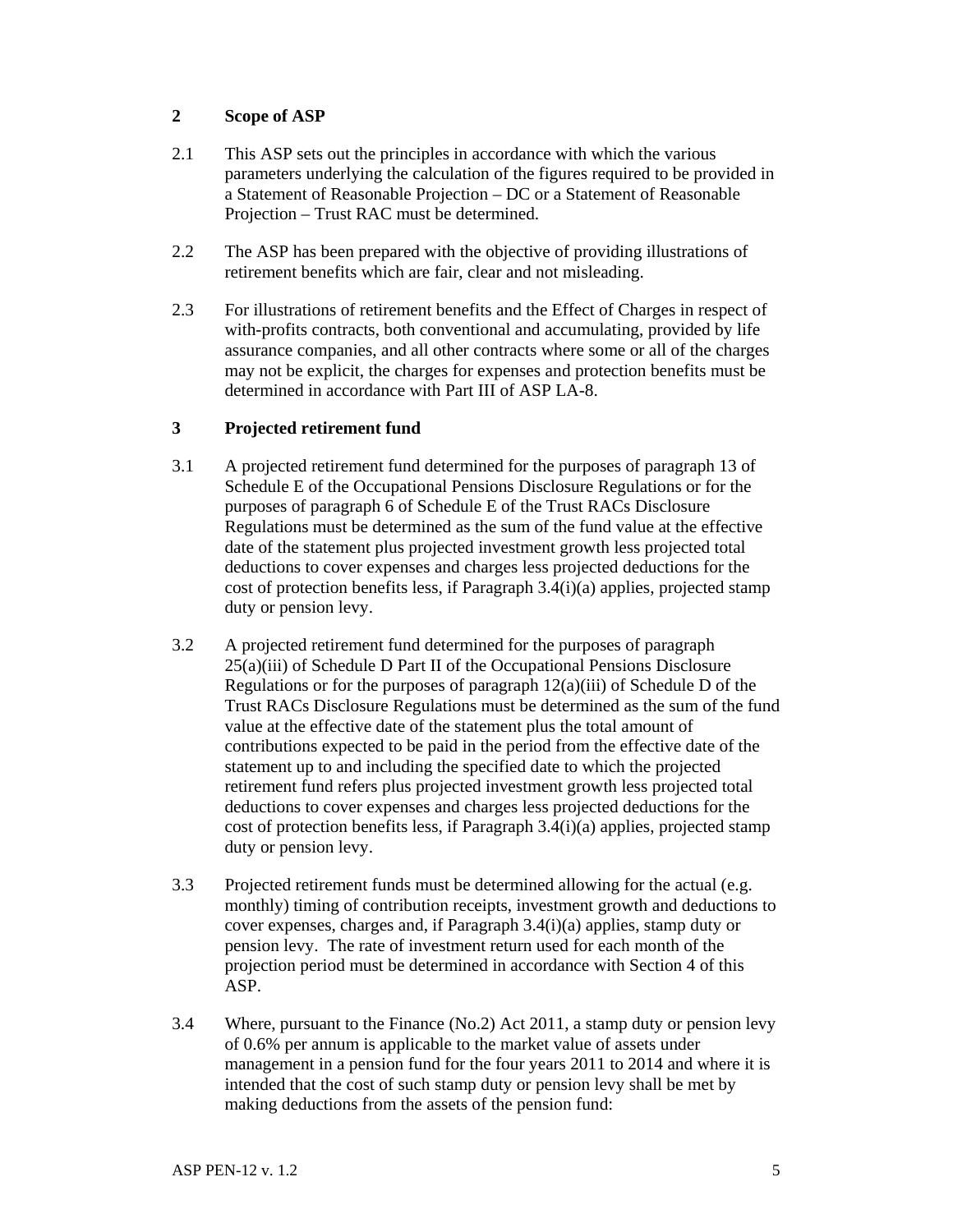## 2 Scope of ASP

2.1 This ASP sets out the principles in accordance with which the various parameters underlying the calculation of the figures required to be provided in a Statement of Reasonable Projection – DC or a Statement of Reasonable Projection – Trust RAC must be determined.

2.2 The ASP has been prepared with the objective of providing illustrations of retirement benefits which are fair, clear and not misleading.

2.3 For illustrations of retirement benefits and the Effect of Charges in respect of with-profits contracts, both conventional and accumulating, provided by life assurance companies, and all other contracts where some or all of the charges may not be explicit, the charges for expenses and protection benefits must be determined in accordance with Part III of ASP LA-8.

## 3 Projected retirement fund

3.1 A projected retirement fund determined for the purposes of paragraph 13 of Schedule E of the Occupational Pensions Disclosure Regulations or for the purposes of paragraph 6 of Schedule E of the Trust RACs Disclosure Regulations must be determined as the sum of the fund value at the effective date of the statement plus projected investment growth less projected total deductions to cover expenses and charges less projected deductions for the cost of protection benefits less, if Paragraph 3.4(i)(a) applies, projected stamp duty or pension levy.

3.2 A projected retirement fund determined for the purposes of paragraph 25(a)(iii) of Schedule D Part II of the Occupational Pensions Disclosure Regulations or for the purposes of paragraph 12(a)(iii) of Schedule D of the Trust RACs Disclosure Regulations must be determined as the sum of the fund value at the effective date of the statement plus the total amount of contributions expected to be paid in the period from the effective date of the statement up to and including the specified date to which the projected retirement fund refers plus projected investment growth less projected total deductions to cover expenses and charges less projected deductions for the cost of protection benefits less, if Paragraph 3.4(i)(a) applies, projected stamp duty or pension levy.

3.3 Projected retirement funds must be determined allowing for the actual (e.g. monthly) timing of contribution receipts, investment growth and deductions to cover expenses, charges and, if Paragraph 3.4(i)(a) applies, stamp duty or pension levy. The rate of investment return used for each month of the projection period must be determined in accordance with Section 4 of this ASP.

3.4 Where, pursuant to the Finance (No.2) Act 2011, a stamp duty or pension levy of 0.6% per annum is applicable to the market value of assets under management in a pension fund for the four years 2011 to 2014 and where it is intended that the cost of such stamp duty or pension levy shall be met by making deductions from the assets of the pension fund: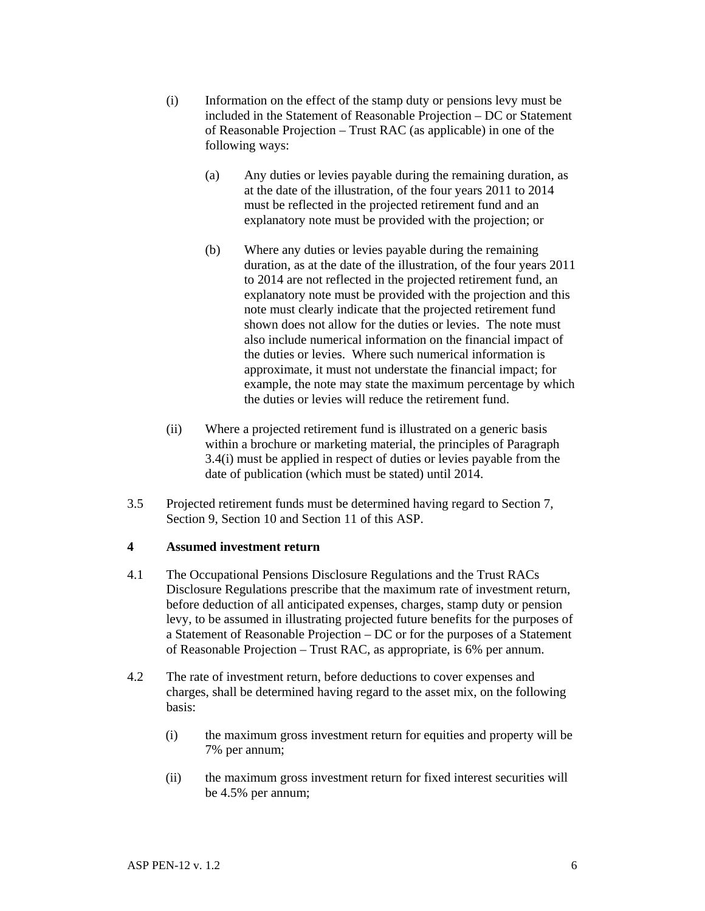(i) Information on the effect of the stamp duty or pensions levy must be included in the Statement of Reasonable Projection – DC or Statement of Reasonable Projection – Trust RAC (as applicable) in one of the following ways:

   (a) Any duties or levies payable during the remaining duration, as at the date of the illustration, of the four years 2011 to 2014 must be reflected in the projected retirement fund and an explanatory note must be provided with the projection; or

   (b) Where any duties or levies payable during the remaining duration, as at the date of the illustration, of the four years 2011 to 2014 are not reflected in the projected retirement fund, an explanatory note must be provided with the projection and this note must clearly indicate that the projected retirement fund shown does not allow for the duties or levies. The note must also include numerical information on the financial impact of the duties or levies. Where such numerical information is approximate, it must not understate the financial impact; for example, the note may state the maximum percentage by which the duties or levies will reduce the retirement fund.

(ii) Where a projected retirement fund is illustrated on a generic basis within a brochure or marketing material, the principles of Paragraph 3.4(i) must be applied in respect of duties or levies payable from the date of publication (which must be stated) until 2014.

3.5 Projected retirement funds must be determined having regard to Section 7, Section 9, Section 10 and Section 11 of this ASP.

## 4 Assumed investment return

4.1 The Occupational Pensions Disclosure Regulations and the Trust RACs Disclosure Regulations prescribe that the maximum rate of investment return, before deduction of all anticipated expenses, charges, stamp duty or pension levy, to be assumed in illustrating projected future benefits for the purposes of a Statement of Reasonable Projection – DC or for the purposes of a Statement of Reasonable Projection – Trust RAC, as appropriate, is 6% per annum.

4.2 The rate of investment return, before deductions to cover expenses and charges, shall be determined having regard to the asset mix, on the following basis:

(i) the maximum gross investment return for equities and property will be 7% per annum;

(ii) the maximum gross investment return for fixed interest securities will be 4.5% per annum;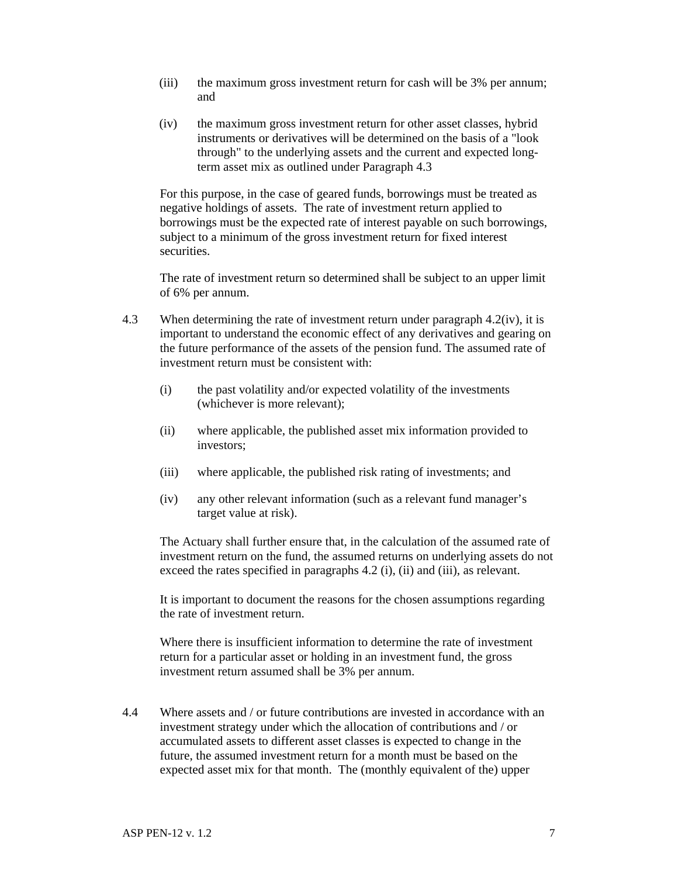(iii) the maximum gross investment return for cash will be 3% per annum; and

(iv) the maximum gross investment return for other asset classes, hybrid instruments or derivatives will be determined on the basis of a "look through" to the underlying assets and the current and expected long-term asset mix as outlined under Paragraph 4.3

For this purpose, in the case of geared funds, borrowings must be treated as negative holdings of assets. The rate of investment return applied to borrowings must be the expected rate of interest payable on such borrowings, subject to a minimum of the gross investment return for fixed interest securities.

The rate of investment return so determined shall be subject to an upper limit of 6% per annum.

4.3 When determining the rate of investment return under paragraph 4.2(iv), it is important to understand the economic effect of any derivatives and gearing on the future performance of the assets of the pension fund. The assumed rate of investment return must be consistent with:

(i) the past volatility and/or expected volatility of the investments (whichever is more relevant);

(ii) where applicable, the published asset mix information provided to investors;

(iii) where applicable, the published risk rating of investments; and

(iv) any other relevant information (such as a relevant fund manager's target value at risk).

The Actuary shall further ensure that, in the calculation of the assumed rate of investment return on the fund, the assumed returns on underlying assets do not exceed the rates specified in paragraphs 4.2 (i), (ii) and (iii), as relevant.

It is important to document the reasons for the chosen assumptions regarding the rate of investment return.

Where there is insufficient information to determine the rate of investment return for a particular asset or holding in an investment fund, the gross investment return assumed shall be 3% per annum.

4.4 Where assets and / or future contributions are invested in accordance with an investment strategy under which the allocation of contributions and / or accumulated assets to different asset classes is expected to change in the future, the assumed investment return for a month must be based on the expected asset mix for that month. The (monthly equivalent of the) upper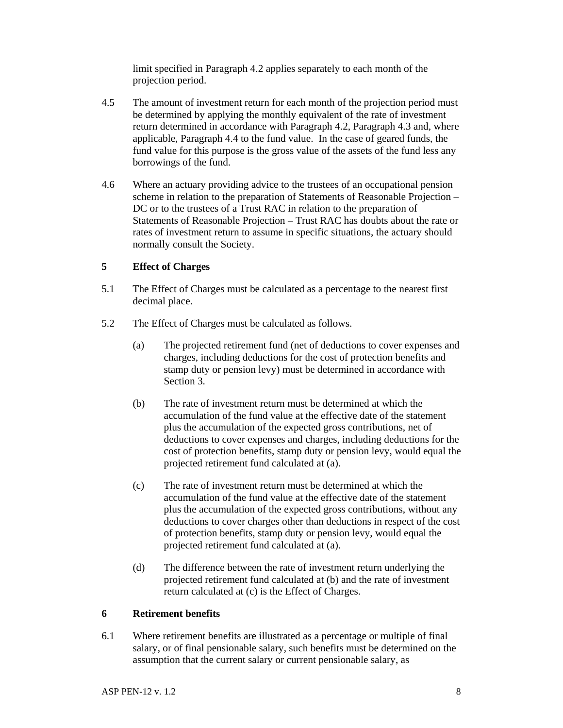limit specified in Paragraph 4.2 applies separately to each month of the projection period.

4.5 The amount of investment return for each month of the projection period must be determined by applying the monthly equivalent of the rate of investment return determined in accordance with Paragraph 4.2, Paragraph 4.3 and, where applicable, Paragraph 4.4 to the fund value. In the case of geared funds, the fund value for this purpose is the gross value of the assets of the fund less any borrowings of the fund.

4.6 Where an actuary providing advice to the trustees of an occupational pension scheme in relation to the preparation of Statements of Reasonable Projection – DC or to the trustees of a Trust RAC in relation to the preparation of Statements of Reasonable Projection – Trust RAC has doubts about the rate or rates of investment return to assume in specific situations, the actuary should normally consult the Society.

## 5 Effect of Charges

5.1 The Effect of Charges must be calculated as a percentage to the nearest first decimal place.

5.2 The Effect of Charges must be calculated as follows.

(a) The projected retirement fund (net of deductions to cover expenses and charges, including deductions for the cost of protection benefits and stamp duty or pension levy) must be determined in accordance with Section 3.

(b) The rate of investment return must be determined at which the accumulation of the fund value at the effective date of the statement plus the accumulation of the expected gross contributions, net of deductions to cover expenses and charges, including deductions for the cost of protection benefits, stamp duty or pension levy, would equal the projected retirement fund calculated at (a).

(c) The rate of investment return must be determined at which the accumulation of the fund value at the effective date of the statement plus the accumulation of the expected gross contributions, without any deductions to cover charges other than deductions in respect of the cost of protection benefits, stamp duty or pension levy, would equal the projected retirement fund calculated at (a).

(d) The difference between the rate of investment return underlying the projected retirement fund calculated at (b) and the rate of investment return calculated at (c) is the Effect of Charges.

## 6 Retirement benefits

6.1 Where retirement benefits are illustrated as a percentage or multiple of final salary, or of final pensionable salary, such benefits must be determined on the assumption that the current salary or current pensionable salary, as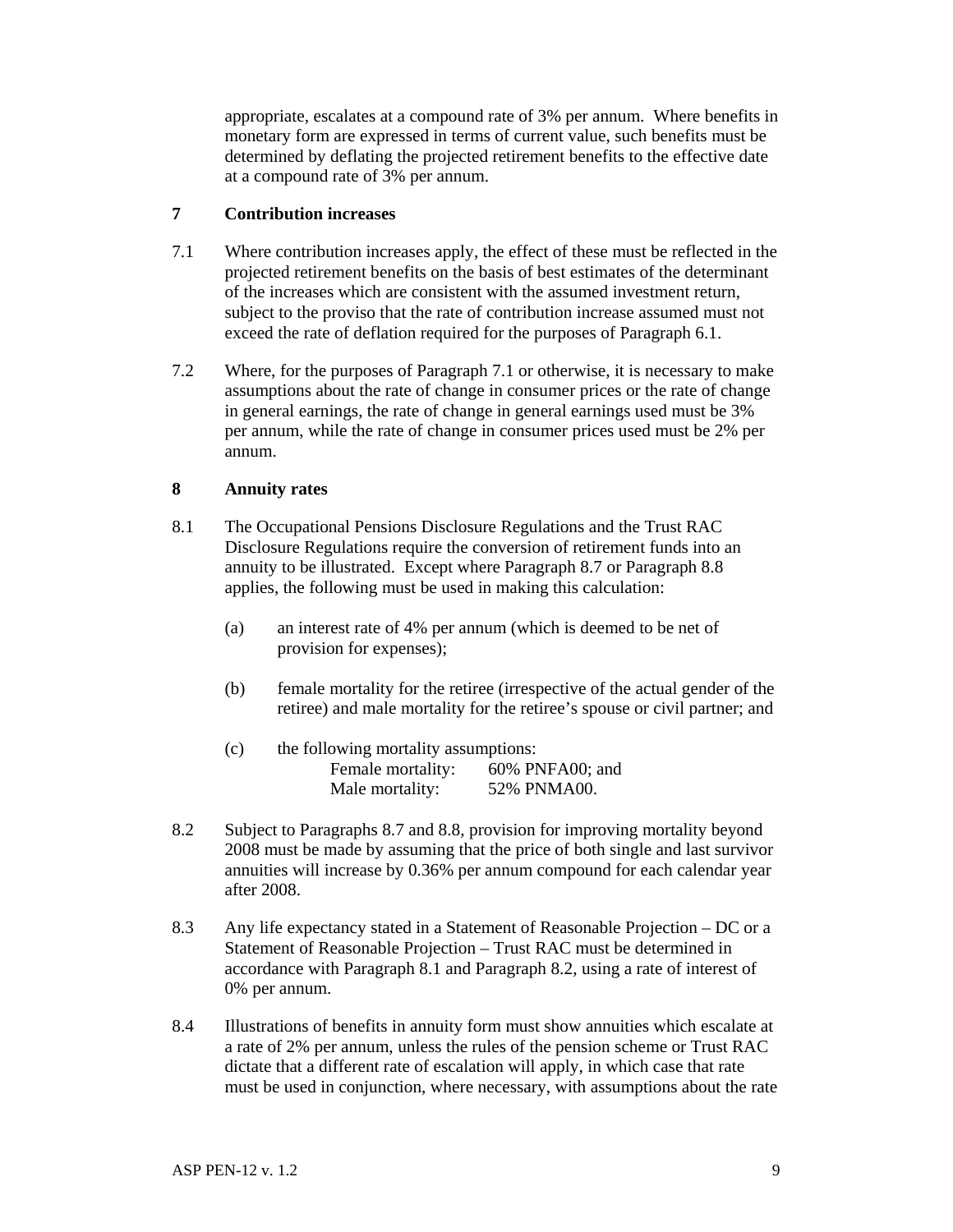appropriate, escalates at a compound rate of 3% per annum. Where benefits in monetary form are expressed in terms of current value, such benefits must be determined by deflating the projected retirement benefits to the effective date at a compound rate of 3% per annum.

## 7 Contribution increases

7.1 Where contribution increases apply, the effect of these must be reflected in the projected retirement benefits on the basis of best estimates of the determinant of the increases which are consistent with the assumed investment return, subject to the proviso that the rate of contribution increase assumed must not exceed the rate of deflation required for the purposes of Paragraph 6.1.

7.2 Where, for the purposes of Paragraph 7.1 or otherwise, it is necessary to make assumptions about the rate of change in consumer prices or the rate of change in general earnings, the rate of change in general earnings used must be 3% per annum, while the rate of change in consumer prices used must be 2% per annum.

## 8 Annuity rates

8.1 The Occupational Pensions Disclosure Regulations and the Trust RAC Disclosure Regulations require the conversion of retirement funds into an annuity to be illustrated. Except where Paragraph 8.7 or Paragraph 8.8 applies, the following must be used in making this calculation:

(a) an interest rate of 4% per annum (which is deemed to be net of provision for expenses);

(b) female mortality for the retiree (irrespective of the actual gender of the retiree) and male mortality for the retiree's spouse or civil partner; and

(c) the following mortality assumptions:
Female mortality: 60% PNFA00; and
Male mortality: 52% PNMA00.

8.2 Subject to Paragraphs 8.7 and 8.8, provision for improving mortality beyond 2008 must be made by assuming that the price of both single and last survivor annuities will increase by 0.36% per annum compound for each calendar year after 2008.

8.3 Any life expectancy stated in a Statement of Reasonable Projection – DC or a Statement of Reasonable Projection – Trust RAC must be determined in accordance with Paragraph 8.1 and Paragraph 8.2, using a rate of interest of 0% per annum.

8.4 Illustrations of benefits in annuity form must show annuities which escalate at a rate of 2% per annum, unless the rules of the pension scheme or Trust RAC dictate that a different rate of escalation will apply, in which case that rate must be used in conjunction, where necessary, with assumptions about the rate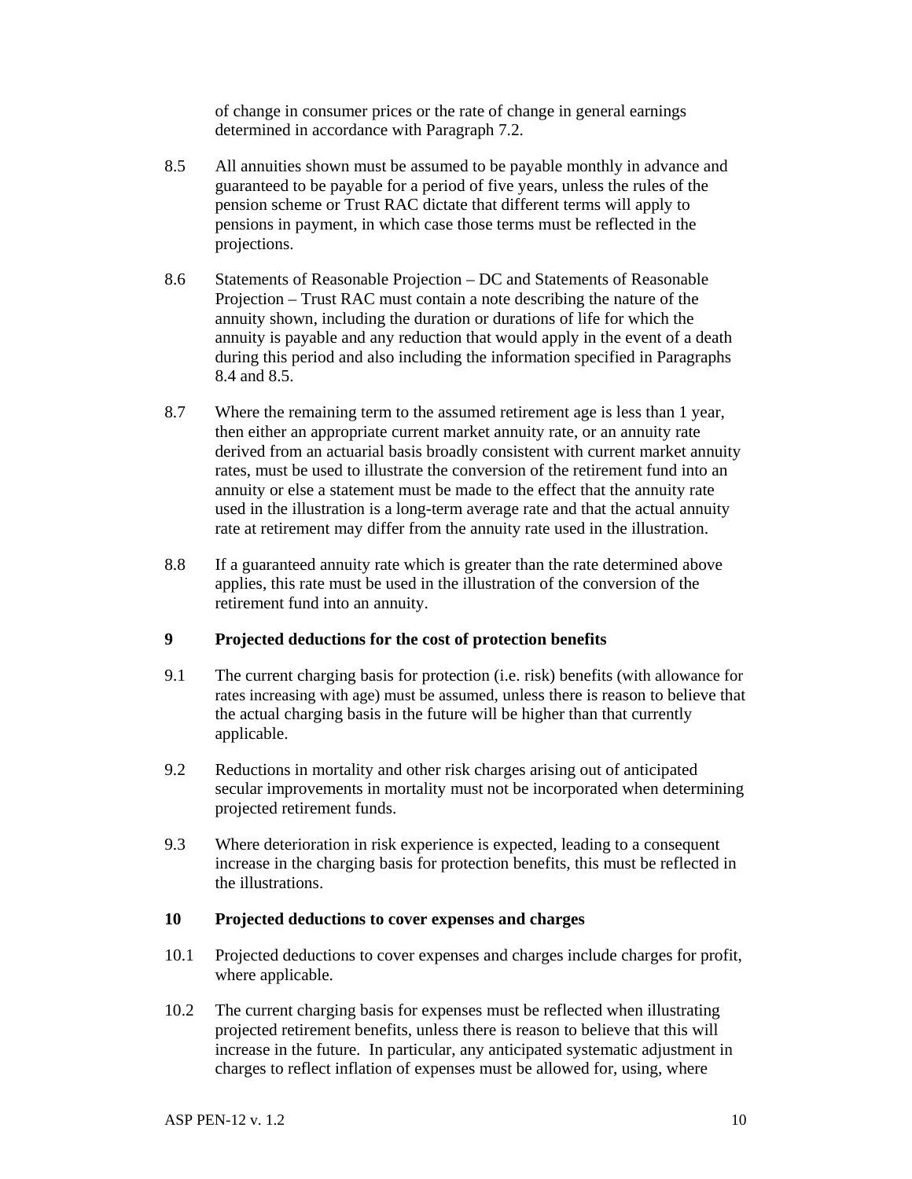of change in consumer prices or the rate of change in general earnings determined in accordance with Paragraph 7.2.

8.5 All annuities shown must be assumed to be payable monthly in advance and guaranteed to be payable for a period of five years, unless the rules of the pension scheme or Trust RAC dictate that different terms will apply to pensions in payment, in which case those terms must be reflected in the projections.

8.6 Statements of Reasonable Projection – DC and Statements of Reasonable Projection – Trust RAC must contain a note describing the nature of the annuity shown, including the duration or durations of life for which the annuity is payable and any reduction that would apply in the event of a death during this period and also including the information specified in Paragraphs 8.4 and 8.5.

8.7 Where the remaining term to the assumed retirement age is less than 1 year, then either an appropriate current market annuity rate, or an annuity rate derived from an actuarial basis broadly consistent with current market annuity rates, must be used to illustrate the conversion of the retirement fund into an annuity or else a statement must be made to the effect that the annuity rate used in the illustration is a long-term average rate and that the actual annuity rate at retirement may differ from the annuity rate used in the illustration.

8.8 If a guaranteed annuity rate which is greater than the rate determined above applies, this rate must be used in the illustration of the conversion of the retirement fund into an annuity.

## 9 Projected deductions for the cost of protection benefits

9.1 The current charging basis for protection (i.e. risk) benefits (with allowance for rates increasing with age) must be assumed, unless there is reason to believe that the actual charging basis in the future will be higher than that currently applicable.

9.2 Reductions in mortality and other risk charges arising out of anticipated secular improvements in mortality must not be incorporated when determining projected retirement funds.

9.3 Where deterioration in risk experience is expected, leading to a consequent increase in the charging basis for protection benefits, this must be reflected in the illustrations.

## 10 Projected deductions to cover expenses and charges

10.1 Projected deductions to cover expenses and charges include charges for profit, where applicable.

10.2 The current charging basis for expenses must be reflected when illustrating projected retirement benefits, unless there is reason to believe that this will increase in the future. In particular, any anticipated systematic adjustment in charges to reflect inflation of expenses must be allowed for, using, where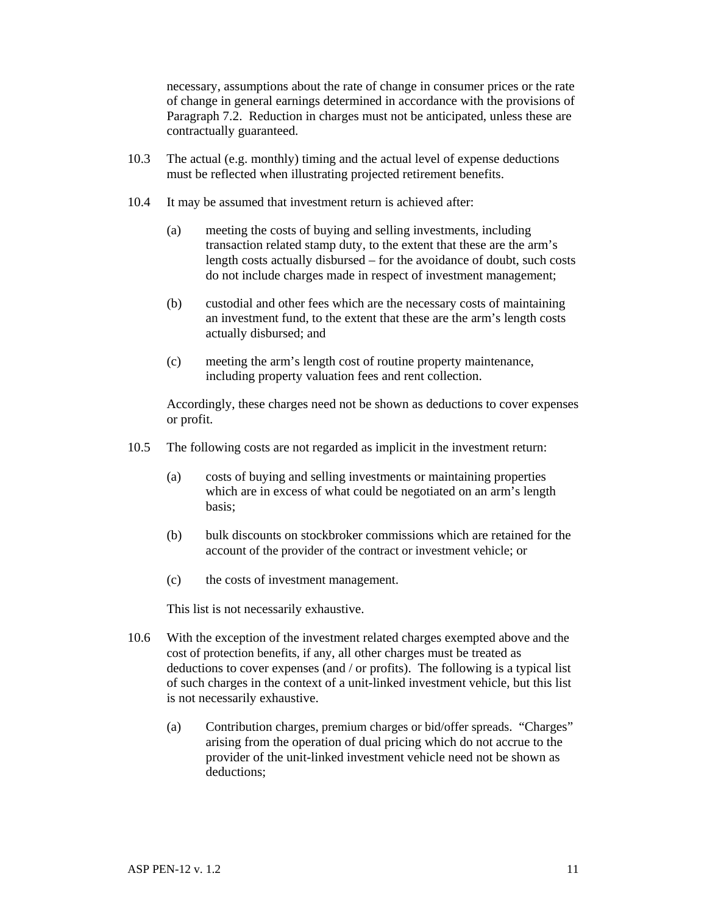necessary, assumptions about the rate of change in consumer prices or the rate of change in general earnings determined in accordance with the provisions of Paragraph 7.2. Reduction in charges must not be anticipated, unless these are contractually guaranteed.

10.3 The actual (e.g. monthly) timing and the actual level of expense deductions must be reflected when illustrating projected retirement benefits.

10.4 It may be assumed that investment return is achieved after:

(a) meeting the costs of buying and selling investments, including transaction related stamp duty, to the extent that these are the arm's length costs actually disbursed – for the avoidance of doubt, such costs do not include charges made in respect of investment management;

(b) custodial and other fees which are the necessary costs of maintaining an investment fund, to the extent that these are the arm's length costs actually disbursed; and

(c) meeting the arm's length cost of routine property maintenance, including property valuation fees and rent collection.

Accordingly, these charges need not be shown as deductions to cover expenses or profit.

10.5 The following costs are not regarded as implicit in the investment return:

(a) costs of buying and selling investments or maintaining properties which are in excess of what could be negotiated on an arm's length basis;

(b) bulk discounts on stockbroker commissions which are retained for the account of the provider of the contract or investment vehicle; or

(c) the costs of investment management.

This list is not necessarily exhaustive.

10.6 With the exception of the investment related charges exempted above and the cost of protection benefits, if any, all other charges must be treated as deductions to cover expenses (and / or profits). The following is a typical list of such charges in the context of a unit-linked investment vehicle, but this list is not necessarily exhaustive.

(a) Contribution charges, premium charges or bid/offer spreads. "Charges" arising from the operation of dual pricing which do not accrue to the provider of the unit-linked investment vehicle need not be shown as deductions;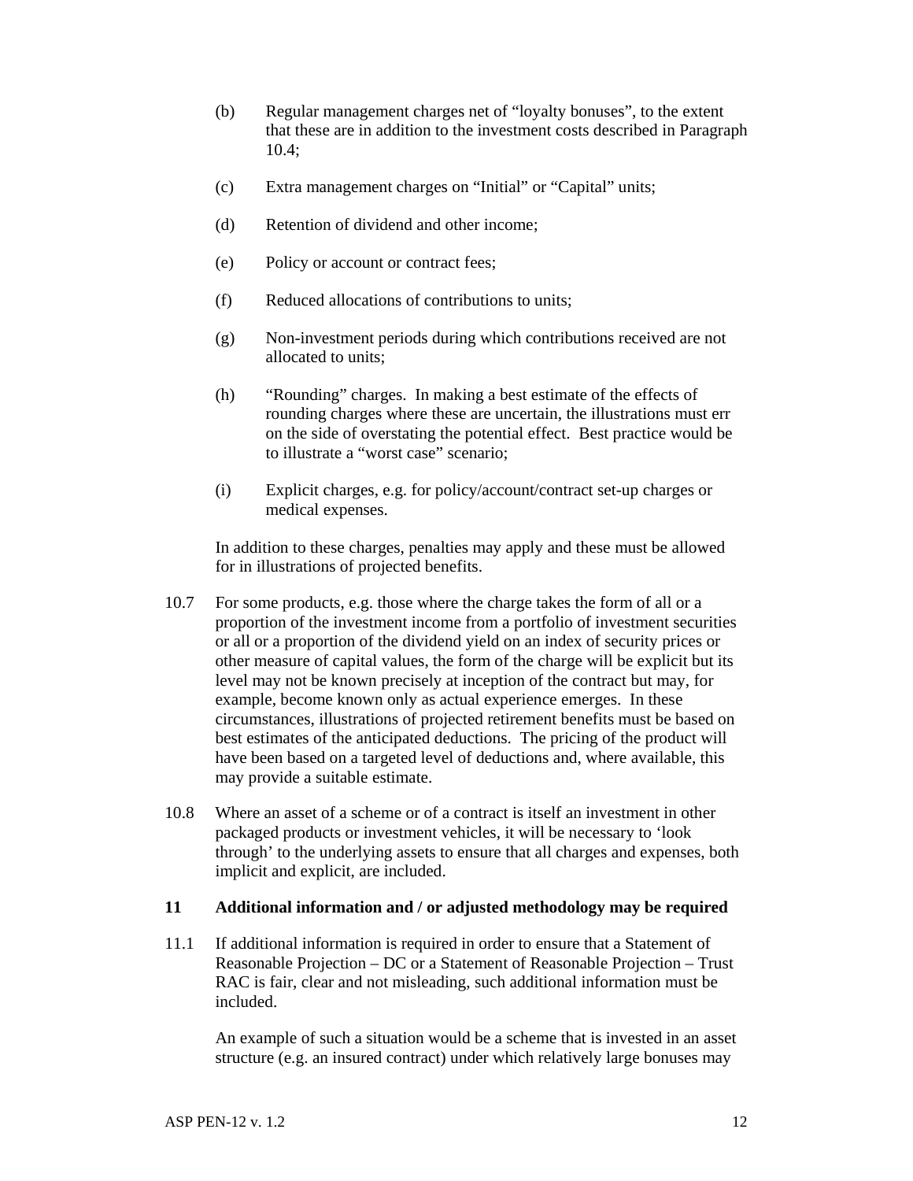(b) Regular management charges net of “loyalty bonuses”, to the extent that these are in addition to the investment costs described in Paragraph 10.4;

(c) Extra management charges on “Initial” or “Capital” units;

(d) Retention of dividend and other income;

(e) Policy or account or contract fees;

(f) Reduced allocations of contributions to units;

(g) Non-investment periods during which contributions received are not allocated to units;

(h) “Rounding” charges. In making a best estimate of the effects of rounding charges where these are uncertain, the illustrations must err on the side of overstating the potential effect. Best practice would be to illustrate a “worst case” scenario;

(i) Explicit charges, e.g. for policy/account/contract set-up charges or medical expenses.

In addition to these charges, penalties may apply and these must be allowed for in illustrations of projected benefits.

10.7 For some products, e.g. those where the charge takes the form of all or a proportion of the investment income from a portfolio of investment securities or all or a proportion of the dividend yield on an index of security prices or other measure of capital values, the form of the charge will be explicit but its level may not be known precisely at inception of the contract but may, for example, become known only as actual experience emerges. In these circumstances, illustrations of projected retirement benefits must be based on best estimates of the anticipated deductions. The pricing of the product will have been based on a targeted level of deductions and, where available, this may provide a suitable estimate.

10.8 Where an asset of a scheme or of a contract is itself an investment in other packaged products or investment vehicles, it will be necessary to ‘look through’ to the underlying assets to ensure that all charges and expenses, both implicit and explicit, are included.

## 11 Additional information and / or adjusted methodology may be required

11.1 If additional information is required in order to ensure that a Statement of Reasonable Projection – DC or a Statement of Reasonable Projection – Trust RAC is fair, clear and not misleading, such additional information must be included.

An example of such a situation would be a scheme that is invested in an asset structure (e.g. an insured contract) under which relatively large bonuses may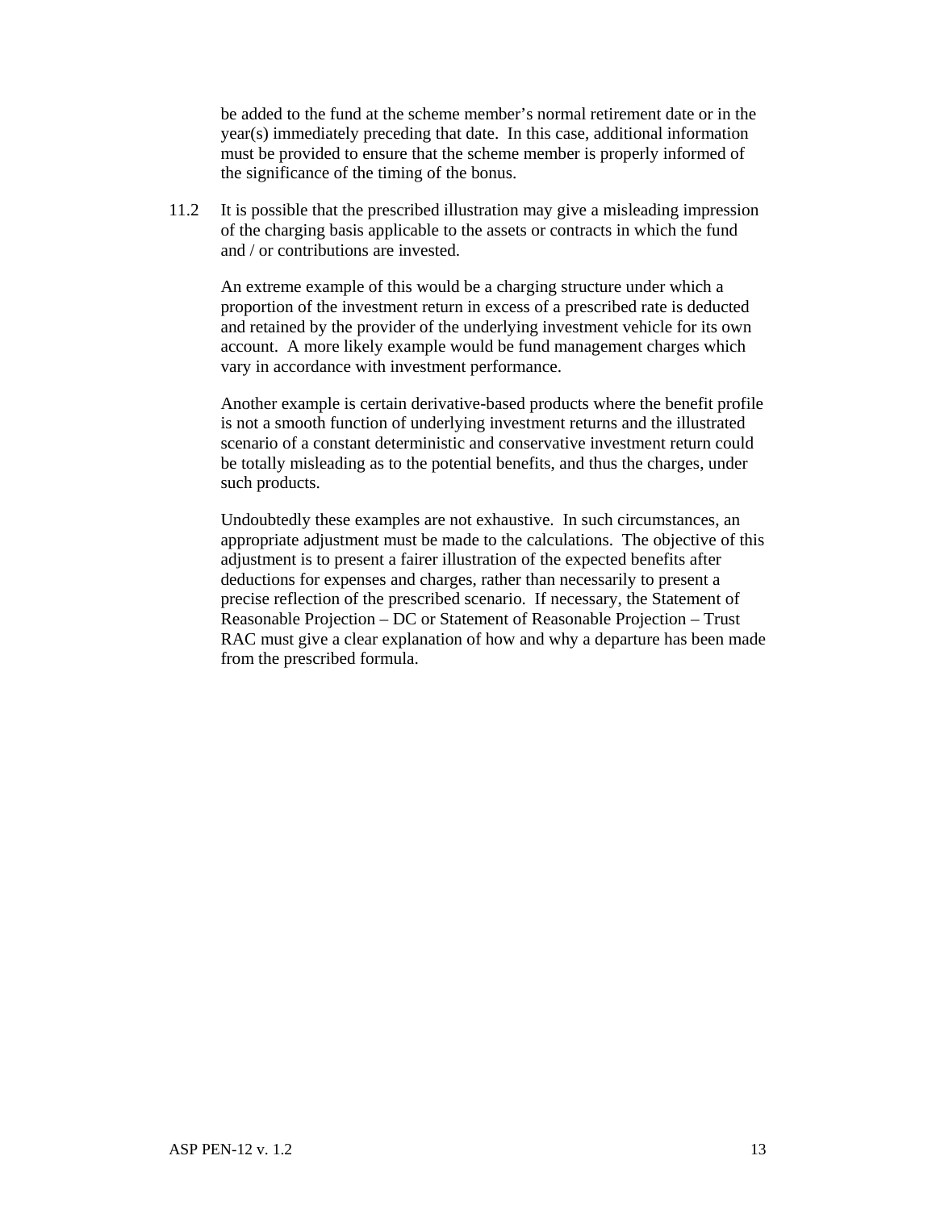be added to the fund at the scheme member's normal retirement date or in the year(s) immediately preceding that date. In this case, additional information must be provided to ensure that the scheme member is properly informed of the significance of the timing of the bonus.

11.2 It is possible that the prescribed illustration may give a misleading impression of the charging basis applicable to the assets or contracts in which the fund and / or contributions are invested.

An extreme example of this would be a charging structure under which a proportion of the investment return in excess of a prescribed rate is deducted and retained by the provider of the underlying investment vehicle for its own account. A more likely example would be fund management charges which vary in accordance with investment performance.

Another example is certain derivative-based products where the benefit profile is not a smooth function of underlying investment returns and the illustrated scenario of a constant deterministic and conservative investment return could be totally misleading as to the potential benefits, and thus the charges, under such products.

Undoubtedly these examples are not exhaustive. In such circumstances, an appropriate adjustment must be made to the calculations. The objective of this adjustment is to present a fairer illustration of the expected benefits after deductions for expenses and charges, rather than necessarily to present a precise reflection of the prescribed scenario. If necessary, the Statement of Reasonable Projection – DC or Statement of Reasonable Projection – Trust RAC must give a clear explanation of how and why a departure has been made from the prescribed formula.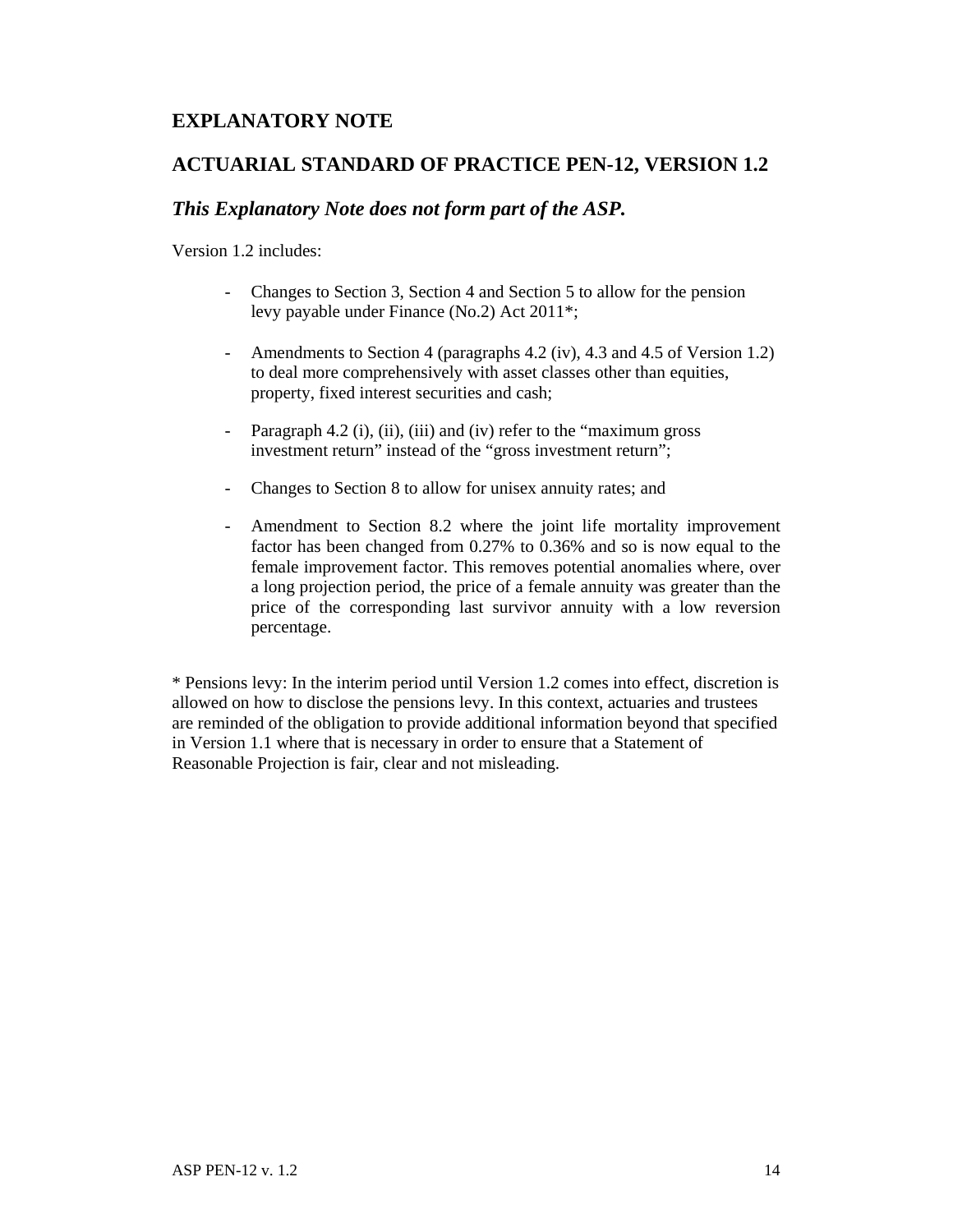## EXPLANATORY NOTE

## ACTUARIAL STANDARD OF PRACTICE PEN-12, VERSION 1.2

### *This Explanatory Note does not form part of the ASP.*

Version 1.2 includes:

- Changes to Section 3, Section 4 and Section 5 to allow for the pension levy payable under Finance (No.2) Act 2011*;

- Amendments to Section 4 (paragraphs 4.2 (iv), 4.3 and 4.5 of Version 1.2) to deal more comprehensively with asset classes other than equities, property, fixed interest securities and cash;

- Paragraph 4.2 (i), (ii), (iii) and (iv) refer to the "maximum gross investment return" instead of the "gross investment return";

- Changes to Section 8 to allow for unisex annuity rates; and

- Amendment to Section 8.2 where the joint life mortality improvement factor has been changed from 0.27% to 0.36% and so is now equal to the female improvement factor. This removes potential anomalies where, over a long projection period, the price of a female annuity was greater than the price of the corresponding last survivor annuity with a low reversion percentage.

* Pensions levy: In the interim period until Version 1.2 comes into effect, discretion is allowed on how to disclose the pensions levy. In this context, actuaries and trustees are reminded of the obligation to provide additional information beyond that specified in Version 1.1 where that is necessary in order to ensure that a Statement of Reasonable Projection is fair, clear and not misleading.